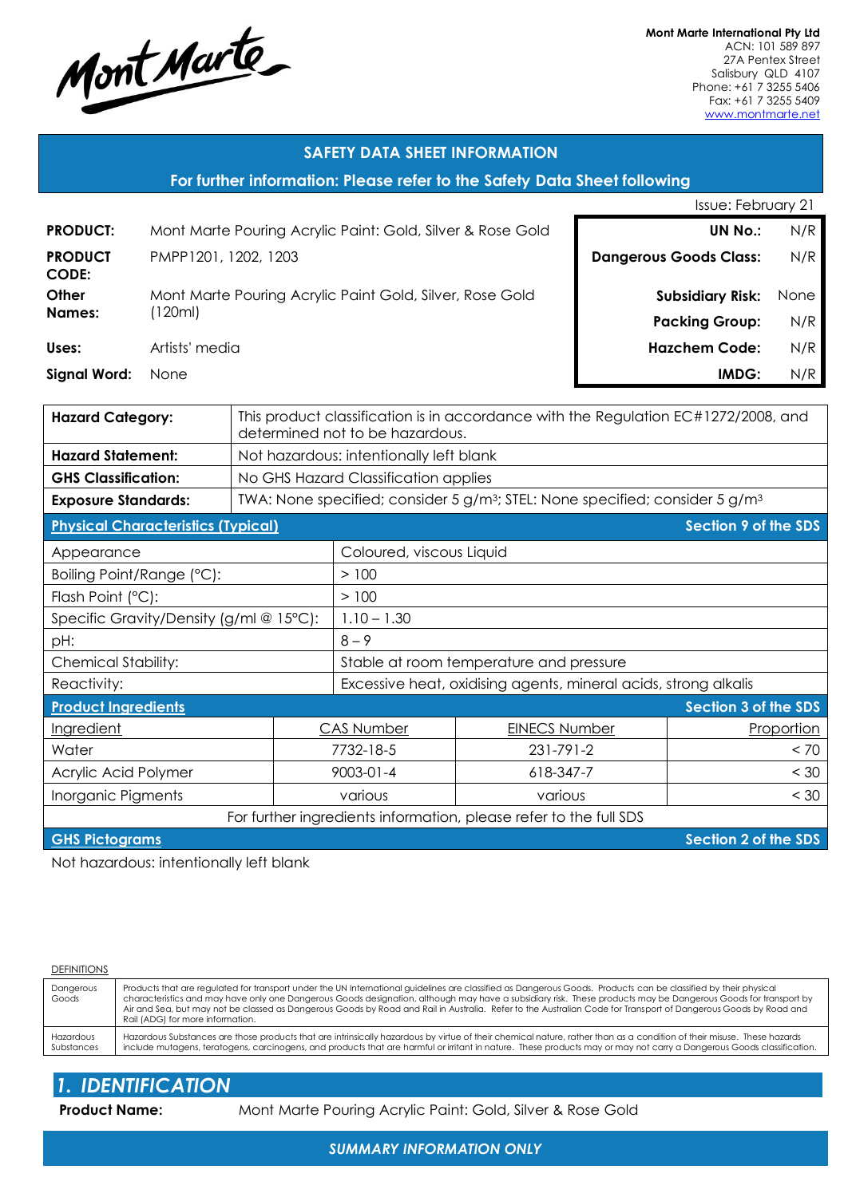Mont Marte

**Mont Marte International Pty Ltd**
ACN: 101 589 897
27A Pentex Street
Salisbury QLD 4107
Phone: +61 7 3255 5406
Fax: +61 7 3255 5409
www.montmarte.net

## SAFETY DATA SHEET INFORMATION

**For further information: Please refer to the Safety Data Sheet following**

Issue: February 21

| | |
|---|---|
| **PRODUCT:** | Mont Marte Pouring Acrylic Paint: Gold, Silver & Rose Gold |
| **PRODUCT CODE:** | PMPP1201, 1202, 1203 |
| **Other Names:** | Mont Marte Pouring Acrylic Paint Gold, Silver, Rose Gold (120ml) |
| **Uses:** | Artists' media |
| **Signal Word:** | None |

| | |
|---|---|
| **UN No.:** | N/R |
| **Dangerous Goods Class:** | N/R |
| **Subsidiary Risk:** | None |
| **Packing Group:** | N/R |
| **Hazchem Code:** | N/R |
| **IMDG:** | N/R |

| | |
|---|---|
| **Hazard Category:** | This product classification is in accordance with the Regulation EC#1272/2008, and determined not to be hazardous. |
| **Hazard Statement:** | Not hazardous: intentionally left blank |
| **GHS Classification:** | No GHS Hazard Classification applies |
| **Exposure Standards:** | TWA: None specified; consider 5 g/m³; STEL: None specified; consider 5 g/m³ |

**Physical Characteristics (Typical)** — Section 9 of the SDS

| | |
|---|---|
| Appearance | Coloured, viscous Liquid |
| Boiling Point/Range (°C): | > 100 |
| Flash Point (°C): | > 100 |
| Specific Gravity/Density (g/ml @ 15°C): | 1.10 – 1.30 |
| pH: | 8 – 9 |
| Chemical Stability: | Stable at room temperature and pressure |
| Reactivity: | Excessive heat, oxidising agents, mineral acids, strong alkalis |

**Product Ingredients** — Section 3 of the SDS

| Ingredient | CAS Number | EINECS Number | Proportion |
|---|---|---|---|
| Water | 7732-18-5 | 231-791-2 | < 70 |
| Acrylic Acid Polymer | 9003-01-4 | 618-347-7 | < 30 |
| Inorganic Pigments | various | various | < 30 |

For further ingredients information, please refer to the full SDS

**GHS Pictograms** — Section 2 of the SDS

Not hazardous: intentionally left blank

DEFINITIONS

| | |
|---|---|
| Dangerous Goods | Products that are regulated for transport under the UN International guidelines are classified as Dangerous Goods. Products can be classified by their physical characteristics and may have only one Dangerous Goods designation, although may have a subsidiary risk. These products may be Dangerous Goods for transport by Air and Sea, but may not be classed as Dangerous Goods by Road and Rail in Australia. Refer to the Australian Code for Transport of Dangerous Goods by Road and Rail (ADG) for more information. |
| Hazardous Substances | Hazardous Substances are those products that are intrinsically hazardous by virtue of their chemical nature, rather than as a condition of their misuse. These hazards include mutagens, teratogens, carcinogens, and products that are harmful or irritant in nature. These products may or may not carry a Dangerous Goods classification. |

## *1. IDENTIFICATION*

**Product Name:** Mont Marte Pouring Acrylic Paint: Gold, Silver & Rose Gold

***SUMMARY INFORMATION ONLY***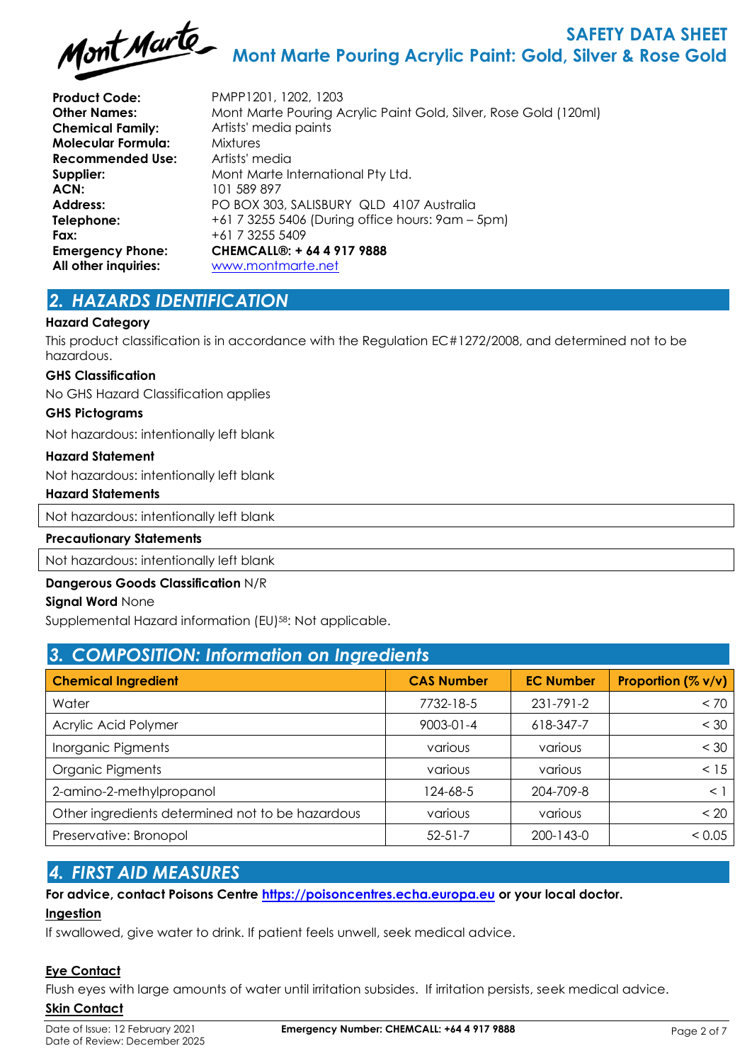**SAFETY DATA SHEET**
**Mont Marte Pouring Acrylic Paint: Gold, Silver & Rose Gold**

| | |
|---|---|
| **Product Code:** | PMPP1201, 1202, 1203 |
| **Other Names:** | Mont Marte Pouring Acrylic Paint Gold, Silver, Rose Gold (120ml) |
| **Chemical Family:** | Artists' media paints |
| **Molecular Formula:** | Mixtures |
| **Recommended Use:** | Artists' media |
| **Supplier:** | Mont Marte International Pty Ltd. |
| **ACN:** | 101 589 897 |
| **Address:** | PO BOX 303, SALISBURY QLD 4107 Australia |
| **Telephone:** | +61 7 3255 5406 (During office hours: 9am – 5pm) |
| **Fax:** | +61 7 3255 5409 |
| **Emergency Phone:** | **CHEMCALL®: + 64 4 917 9888** |
| **All other inquiries:** | www.montmarte.net |

## 2. HAZARDS IDENTIFICATION

**Hazard Category**

This product classification is in accordance with the Regulation EC#1272/2008, and determined not to be hazardous.

**GHS Classification**

No GHS Hazard Classification applies

**GHS Pictograms**

Not hazardous: intentionally left blank

**Hazard Statement**

Not hazardous: intentionally left blank

**Hazard Statements**

Not hazardous: intentionally left blank

**Precautionary Statements**

Not hazardous: intentionally left blank

**Dangerous Goods Classification** N/R

**Signal Word** None

Supplemental Hazard information (EU)[58]: Not applicable.

## 3. COMPOSITION: Information on Ingredients

| Chemical Ingredient | CAS Number | EC Number | Proportion (% v/v) |
|---|---|---|---|
| Water | 7732-18-5 | 231-791-2 | < 70 |
| Acrylic Acid Polymer | 9003-01-4 | 618-347-7 | < 30 |
| Inorganic Pigments | various | various | < 30 |
| Organic Pigments | various | various | < 15 |
| 2-amino-2-methylpropanol | 124-68-5 | 204-709-8 | < 1 |
| Other ingredients determined not to be hazardous | various | various | < 20 |
| Preservative: Bronopol | 52-51-7 | 200-143-0 | < 0.05 |

## 4. FIRST AID MEASURES

**For advice, contact Poisons Centre https://poisoncentres.echa.europa.eu or your local doctor.**

**Ingestion**

If swallowed, give water to drink. If patient feels unwell, seek medical advice.

**Eye Contact**

Flush eyes with large amounts of water until irritation subsides. If irritation persists, seek medical advice.

**Skin Contact**

Date of Issue: 12 February 2021
Date of Review: December 2025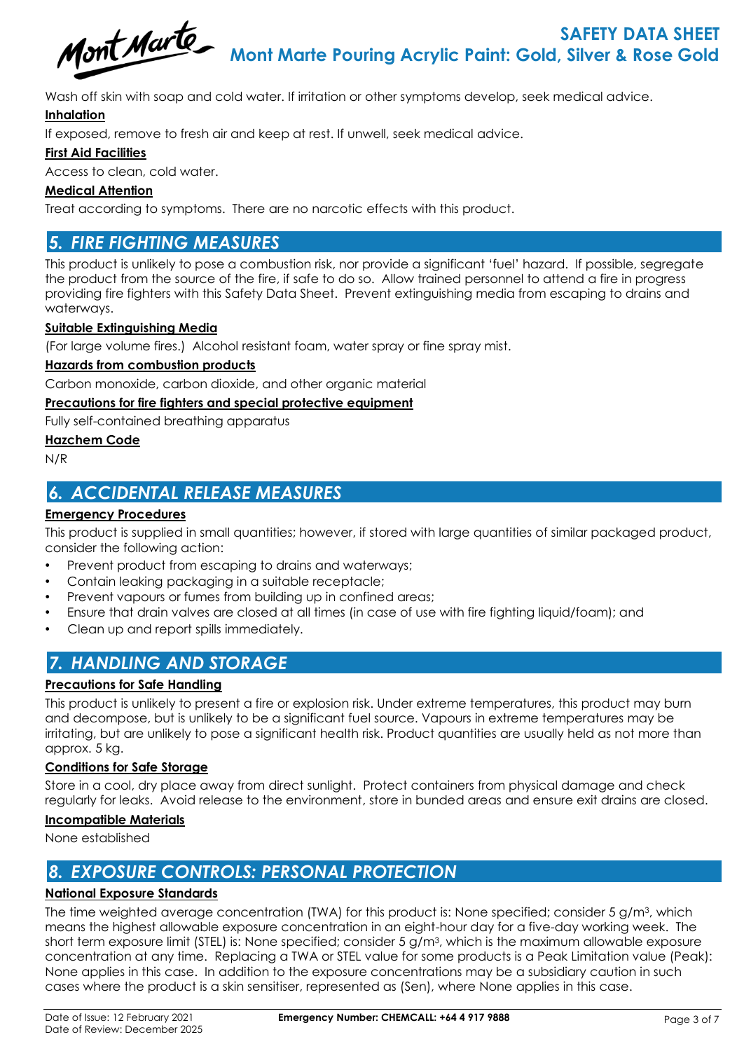Wash off skin with soap and cold water. If irritation or other symptoms develop, seek medical advice.

**Inhalation**

If exposed, remove to fresh air and keep at rest. If unwell, seek medical advice.

**First Aid Facilities**

Access to clean, cold water.

**Medical Attention**

Treat according to symptoms. There are no narcotic effects with this product.

## 5. FIRE FIGHTING MEASURES

This product is unlikely to pose a combustion risk, nor provide a significant 'fuel' hazard. If possible, segregate the product from the source of the fire, if safe to do so. Allow trained personnel to attend a fire in progress providing fire fighters with this Safety Data Sheet. Prevent extinguishing media from escaping to drains and waterways.

**Suitable Extinguishing Media**

(For large volume fires.) Alcohol resistant foam, water spray or fine spray mist.

**Hazards from combustion products**

Carbon monoxide, carbon dioxide, and other organic material

**Precautions for fire fighters and special protective equipment**

Fully self-contained breathing apparatus

**Hazchem Code**

N/R

## 6. ACCIDENTAL RELEASE MEASURES

**Emergency Procedures**

This product is supplied in small quantities; however, if stored with large quantities of similar packaged product, consider the following action:

- Prevent product from escaping to drains and waterways;
- Contain leaking packaging in a suitable receptacle;
- Prevent vapours or fumes from building up in confined areas;
- Ensure that drain valves are closed at all times (in case of use with fire fighting liquid/foam); and
- Clean up and report spills immediately.

## 7. HANDLING AND STORAGE

**Precautions for Safe Handling**

This product is unlikely to present a fire or explosion risk. Under extreme temperatures, this product may burn and decompose, but is unlikely to be a significant fuel source. Vapours in extreme temperatures may be irritating, but are unlikely to pose a significant health risk. Product quantities are usually held as not more than approx. 5 kg.

**Conditions for Safe Storage**

Store in a cool, dry place away from direct sunlight. Protect containers from physical damage and check regularly for leaks. Avoid release to the environment, store in bunded areas and ensure exit drains are closed.

**Incompatible Materials**

None established

## 8. EXPOSURE CONTROLS: PERSONAL PROTECTION

**National Exposure Standards**

The time weighted average concentration (TWA) for this product is: None specified; consider 5 $g/m^3$, which means the highest allowable exposure concentration in an eight-hour day for a five-day working week. The short term exposure limit (STEL) is: None specified; consider 5 $g/m^3$, which is the maximum allowable exposure concentration at any time. Replacing a TWA or STEL value for some products is a Peak Limitation value (Peak): None applies in this case. In addition to the exposure concentrations may be a subsidiary caution in such cases where the product is a skin sensitiser, represented as (Sen), where None applies in this case.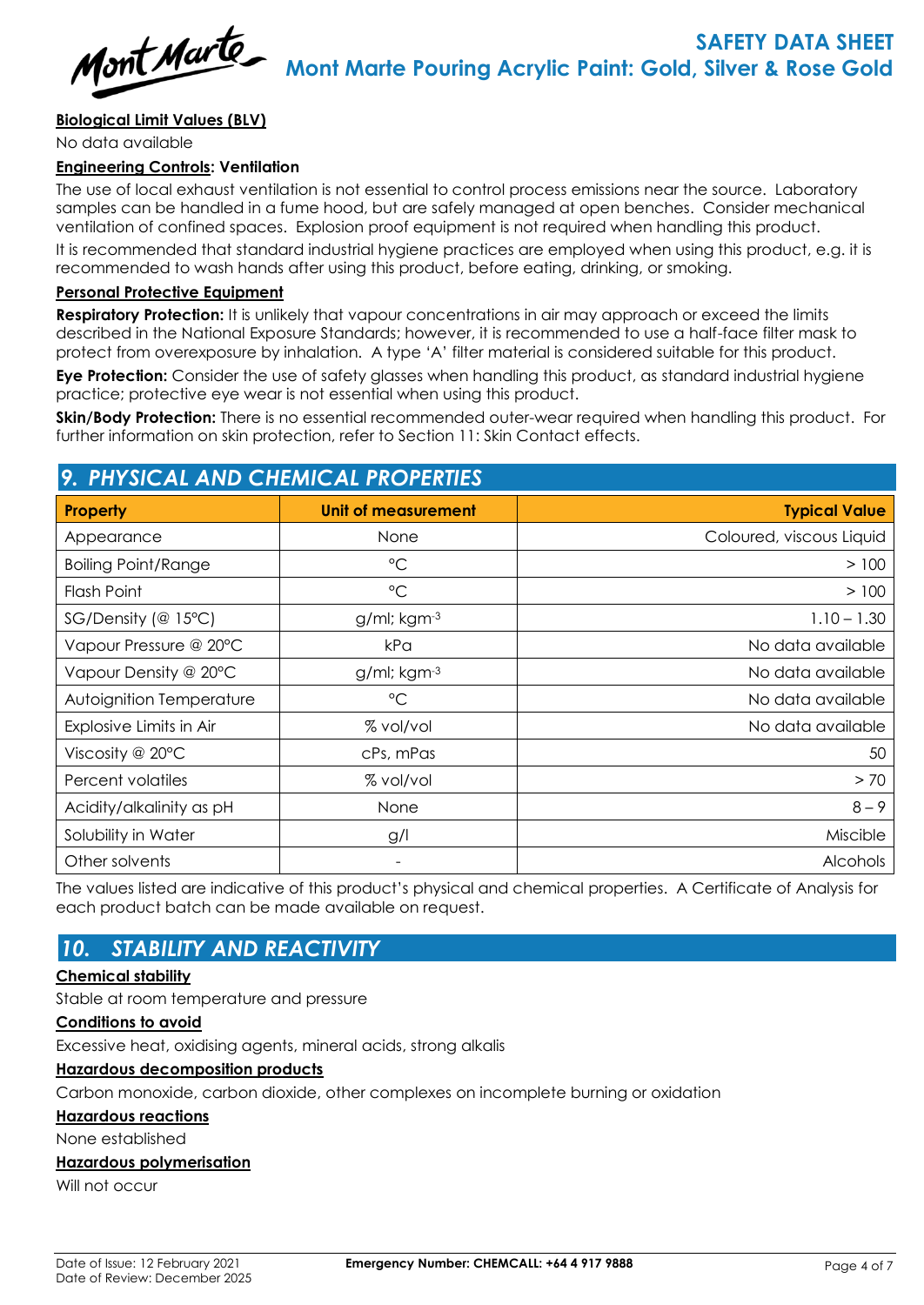**Biological Limit Values (BLV)**

No data available

**Engineering Controls: Ventilation**

The use of local exhaust ventilation is not essential to control process emissions near the source. Laboratory samples can be handled in a fume hood, but are safely managed at open benches. Consider mechanical ventilation of confined spaces. Explosion proof equipment is not required when handling this product.

It is recommended that standard industrial hygiene practices are employed when using this product, e.g. it is recommended to wash hands after using this product, before eating, drinking, or smoking.

**Personal Protective Equipment**

**Respiratory Protection:** It is unlikely that vapour concentrations in air may approach or exceed the limits described in the National Exposure Standards; however, it is recommended to use a half-face filter mask to protect from overexposure by inhalation. A type 'A' filter material is considered suitable for this product.

**Eye Protection:** Consider the use of safety glasses when handling this product, as standard industrial hygiene practice; protective eye wear is not essential when using this product.

**Skin/Body Protection:** There is no essential recommended outer-wear required when handling this product. For further information on skin protection, refer to Section 11: Skin Contact effects.

## 9. PHYSICAL AND CHEMICAL PROPERTIES

| Property | Unit of measurement | Typical Value |
|---|---|---|
| Appearance | None | Coloured, viscous Liquid |
| Boiling Point/Range | °C | > 100 |
| Flash Point | °C | > 100 |
| SG/Density (@ 15°C) | g/ml; $kgm^{-3}$ | 1.10 – 1.30 |
| Vapour Pressure @ 20°C | kPa | No data available |
| Vapour Density @ 20°C | g/ml; $kgm^{-3}$ | No data available |
| Autoignition Temperature | °C | No data available |
| Explosive Limits in Air | % vol/vol | No data available |
| Viscosity @ 20°C | cPs, mPas | 50 |
| Percent volatiles | % vol/vol | > 70 |
| Acidity/alkalinity as pH | None | 8 – 9 |
| Solubility in Water | g/l | Miscible |
| Other solvents | - | Alcohols |

The values listed are indicative of this product's physical and chemical properties. A Certificate of Analysis for each product batch can be made available on request.

## 10. STABILITY AND REACTIVITY

**Chemical stability**

Stable at room temperature and pressure

**Conditions to avoid**

Excessive heat, oxidising agents, mineral acids, strong alkalis

**Hazardous decomposition products**

Carbon monoxide, carbon dioxide, other complexes on incomplete burning or oxidation

**Hazardous reactions**

None established

**Hazardous polymerisation**

Will not occur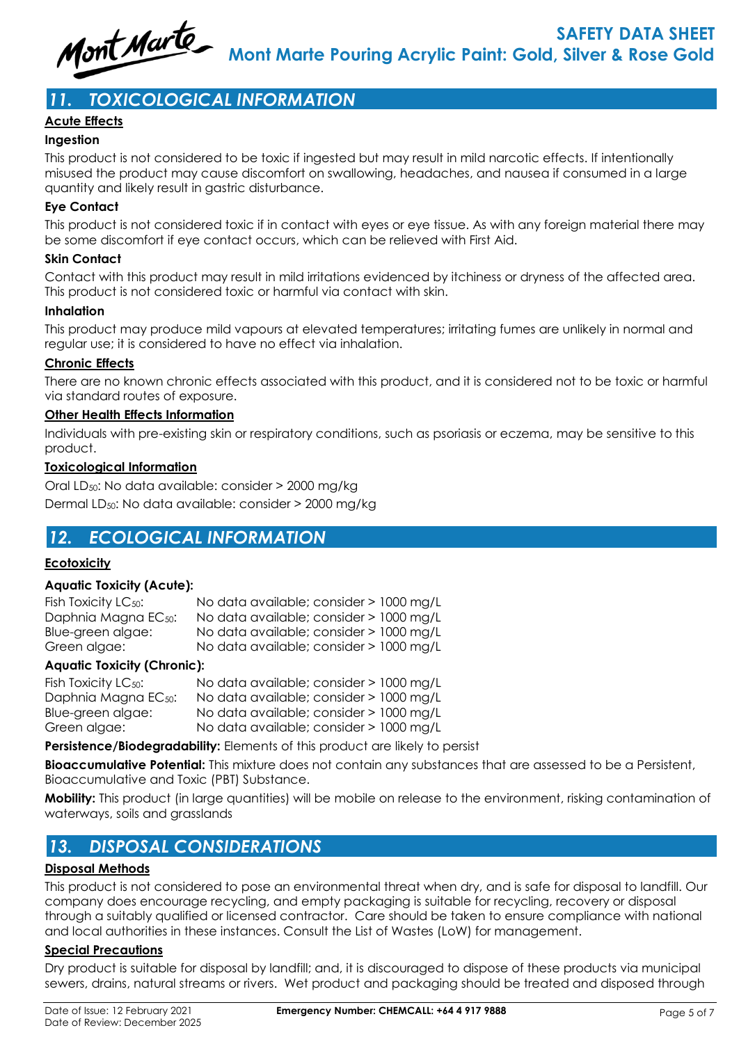## 11. TOXICOLOGICAL INFORMATION

**Acute Effects**

**Ingestion**

This product is not considered to be toxic if ingested but may result in mild narcotic effects. If intentionally misused the product may cause discomfort on swallowing, headaches, and nausea if consumed in a large quantity and likely result in gastric disturbance.

**Eye Contact**

This product is not considered toxic if in contact with eyes or eye tissue. As with any foreign material there may be some discomfort if eye contact occurs, which can be relieved with First Aid.

**Skin Contact**

Contact with this product may result in mild irritations evidenced by itchiness or dryness of the affected area. This product is not considered toxic or harmful via contact with skin.

**Inhalation**

This product may produce mild vapours at elevated temperatures; irritating fumes are unlikely in normal and regular use; it is considered to have no effect via inhalation.

**Chronic Effects**

There are no known chronic effects associated with this product, and it is considered not to be toxic or harmful via standard routes of exposure.

**Other Health Effects Information**

Individuals with pre-existing skin or respiratory conditions, such as psoriasis or eczema, may be sensitive to this product.

**Toxicological Information**

Oral $LD_{50}$: No data available: consider > 2000 mg/kg

Dermal $LD_{50}$: No data available: consider > 2000 mg/kg

## 12. ECOLOGICAL INFORMATION

**Ecotoxicity**

**Aquatic Toxicity (Acute):**

| | |
|---|---|
| Fish Toxicity $LC_{50}$: | No data available; consider > 1000 mg/L |
| Daphnia Magna $EC_{50}$: | No data available; consider > 1000 mg/L |
| Blue-green algae: | No data available; consider > 1000 mg/L |
| Green algae: | No data available; consider > 1000 mg/L |

**Aquatic Toxicity (Chronic):**

| | |
|---|---|
| Fish Toxicity $LC_{50}$: | No data available; consider > 1000 mg/L |
| Daphnia Magna $EC_{50}$: | No data available; consider > 1000 mg/L |
| Blue-green algae: | No data available; consider > 1000 mg/L |
| Green algae: | No data available; consider > 1000 mg/L |

**Persistence/Biodegradability:** Elements of this product are likely to persist

**Bioaccumulative Potential:** This mixture does not contain any substances that are assessed to be a Persistent, Bioaccumulative and Toxic (PBT) Substance.

**Mobility:** This product (in large quantities) will be mobile on release to the environment, risking contamination of waterways, soils and grasslands

## 13. DISPOSAL CONSIDERATIONS

**Disposal Methods**

This product is not considered to pose an environmental threat when dry, and is safe for disposal to landfill. Our company does encourage recycling, and empty packaging is suitable for recycling, recovery or disposal through a suitably qualified or licensed contractor. Care should be taken to ensure compliance with national and local authorities in these instances. Consult the List of Wastes (LoW) for management.

**Special Precautions**

Dry product is suitable for disposal by landfill; and, it is discouraged to dispose of these products via municipal sewers, drains, natural streams or rivers. Wet product and packaging should be treated and disposed through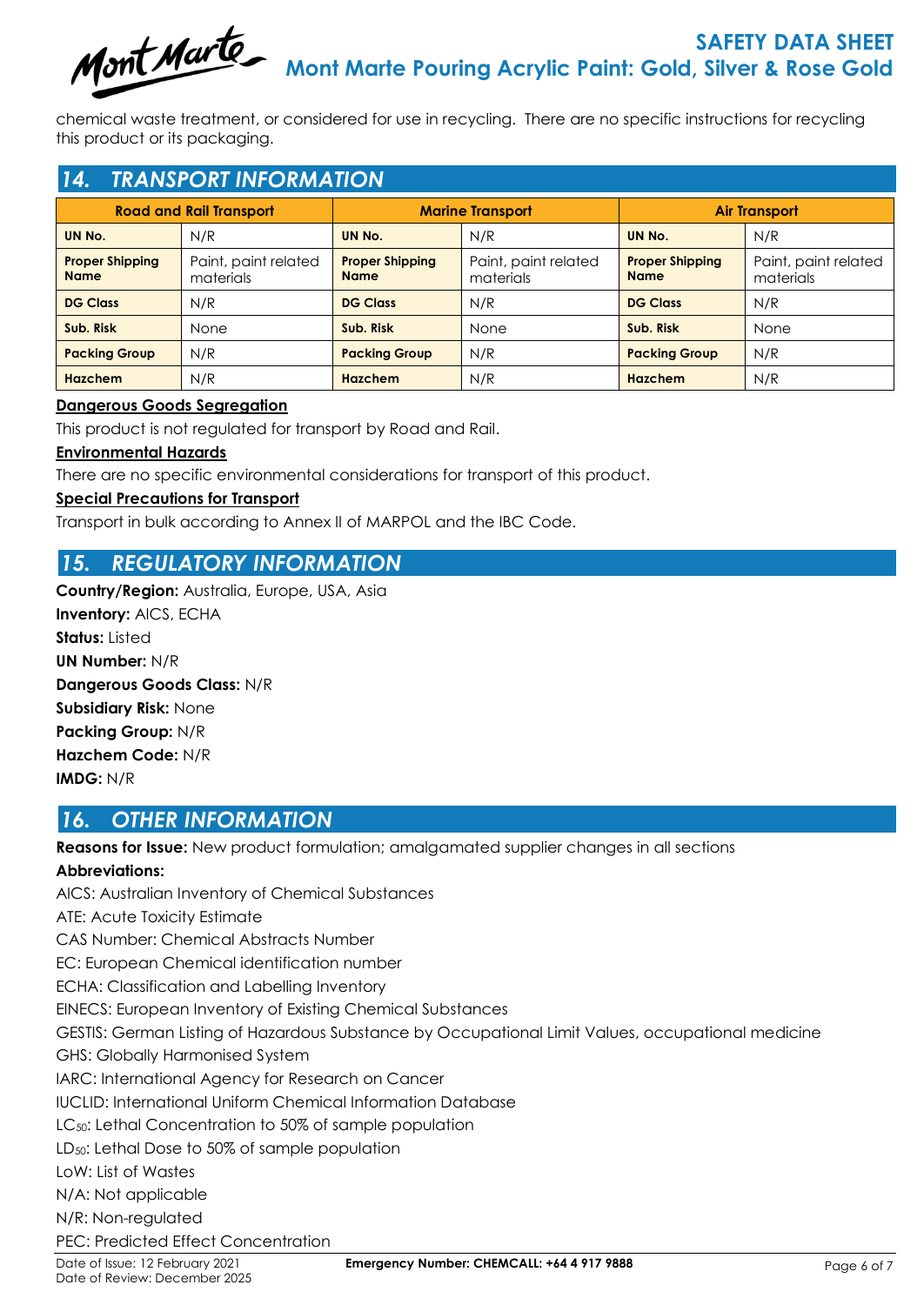chemical waste treatment, or considered for use in recycling. There are no specific instructions for recycling this product or its packaging.

## 14. TRANSPORT INFORMATION

| Road and Rail Transport | | Marine Transport | | Air Transport | |
|---|---|---|---|---|---|
| **UN No.** | N/R | **UN No.** | N/R | **UN No.** | N/R |
| **Proper Shipping Name** | Paint, paint related materials | **Proper Shipping Name** | Paint, paint related materials | **Proper Shipping Name** | Paint, paint related materials |
| **DG Class** | N/R | **DG Class** | N/R | **DG Class** | N/R |
| **Sub. Risk** | None | **Sub. Risk** | None | **Sub. Risk** | None |
| **Packing Group** | N/R | **Packing Group** | N/R | **Packing Group** | N/R |
| **Hazchem** | N/R | **Hazchem** | N/R | **Hazchem** | N/R |

**Dangerous Goods Segregation**

This product is not regulated for transport by Road and Rail.

**Environmental Hazards**

There are no specific environmental considerations for transport of this product.

**Special Precautions for Transport**

Transport in bulk according to Annex II of MARPOL and the IBC Code.

## 15. REGULATORY INFORMATION

**Country/Region:** Australia, Europe, USA, Asia
**Inventory:** AICS, ECHA
**Status:** Listed
**UN Number:** N/R
**Dangerous Goods Class:** N/R
**Subsidiary Risk:** None
**Packing Group:** N/R
**Hazchem Code:** N/R
**IMDG:** N/R

## 16. OTHER INFORMATION

**Reasons for Issue:** New product formulation; amalgamated supplier changes in all sections

**Abbreviations:**

AICS: Australian Inventory of Chemical Substances
ATE: Acute Toxicity Estimate
CAS Number: Chemical Abstracts Number
EC: European Chemical identification number
ECHA: Classification and Labelling Inventory
EINECS: European Inventory of Existing Chemical Substances
GESTIS: German Listing of Hazardous Substance by Occupational Limit Values, occupational medicine
GHS: Globally Harmonised System
IARC: International Agency for Research on Cancer
IUCLID: International Uniform Chemical Information Database
$LC_{50}$: Lethal Concentration to 50% of sample population
$LD_{50}$: Lethal Dose to 50% of sample population
LoW: List of Wastes
N/A: Not applicable
N/R: Non-regulated
PEC: Predicted Effect Concentration

Date of Issue: 12 February 2021
Date of Review: December 2025
**Emergency Number: CHEMCALL: +64 4 917 9888**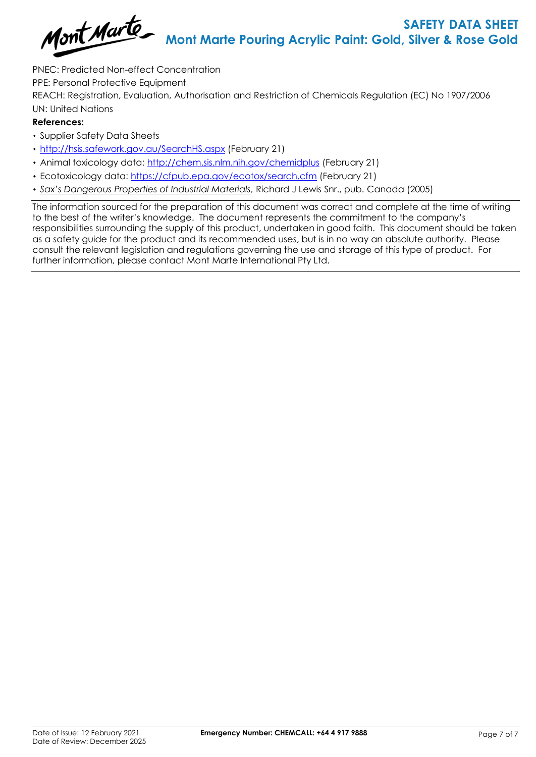PNEC: Predicted Non-effect Concentration

PPE: Personal Protective Equipment

REACH: Registration, Evaluation, Authorisation and Restriction of Chemicals Regulation (EC) No 1907/2006

UN: United Nations

**References:**

- Supplier Safety Data Sheets
- http://hsis.safework.gov.au/SearchHS.aspx (February 21)
- Animal toxicology data: http://chem.sis.nlm.nih.gov/chemidplus (February 21)
- Ecotoxicology data: https://cfpub.epa.gov/ecotox/search.cfm (February 21)
- *Sax's Dangerous Properties of Industrial Materials,* Richard J Lewis Snr., pub. Canada (2005)

The information sourced for the preparation of this document was correct and complete at the time of writing to the best of the writer's knowledge. The document represents the commitment to the company's responsibilities surrounding the supply of this product, undertaken in good faith. This document should be taken as a safety guide for the product and its recommended uses, but is in no way an absolute authority. Please consult the relevant legislation and regulations governing the use and storage of this type of product. For further information, please contact Mont Marte International Pty Ltd.